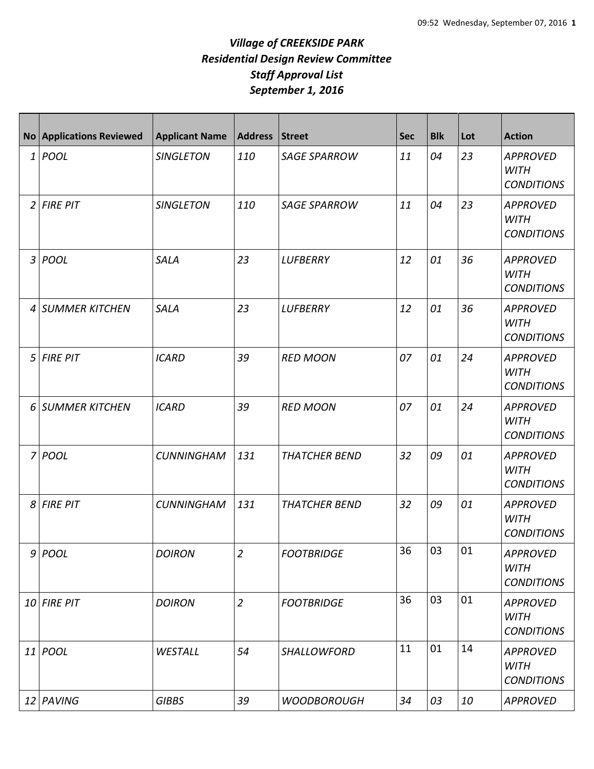*Village of CREEKSIDE PARK*
*Residential Design Review Committee*
*Staff Approval List*
*September 1, 2016*

| No | Applications Reviewed | Applicant Name | Address | Street | Sec | Blk | Lot | Action |
|---|---|---|---|---|---|---|---|---|
| 1 | POOL | SINGLETON | 110 | SAGE SPARROW | 11 | 04 | 23 | APPROVED WITH CONDITIONS |
| 2 | FIRE PIT | SINGLETON | 110 | SAGE SPARROW | 11 | 04 | 23 | APPROVED WITH CONDITIONS |
| 3 | POOL | SALA | 23 | LUFBERRY | 12 | 01 | 36 | APPROVED WITH CONDITIONS |
| 4 | SUMMER KITCHEN | SALA | 23 | LUFBERRY | 12 | 01 | 36 | APPROVED WITH CONDITIONS |
| 5 | FIRE PIT | ICARD | 39 | RED MOON | 07 | 01 | 24 | APPROVED WITH CONDITIONS |
| 6 | SUMMER KITCHEN | ICARD | 39 | RED MOON | 07 | 01 | 24 | APPROVED WITH CONDITIONS |
| 7 | POOL | CUNNINGHAM | 131 | THATCHER BEND | 32 | 09 | 01 | APPROVED WITH CONDITIONS |
| 8 | FIRE PIT | CUNNINGHAM | 131 | THATCHER BEND | 32 | 09 | 01 | APPROVED WITH CONDITIONS |
| 9 | POOL | DOIRON | 2 | FOOTBRIDGE | 36 | 03 | 01 | APPROVED WITH CONDITIONS |
| 10 | FIRE PIT | DOIRON | 2 | FOOTBRIDGE | 36 | 03 | 01 | APPROVED WITH CONDITIONS |
| 11 | POOL | WESTALL | 54 | SHALLOWFORD | 11 | 01 | 14 | APPROVED WITH CONDITIONS |
| 12 | PAVING | GIBBS | 39 | WOODBOROUGH | 34 | 03 | 10 | APPROVED |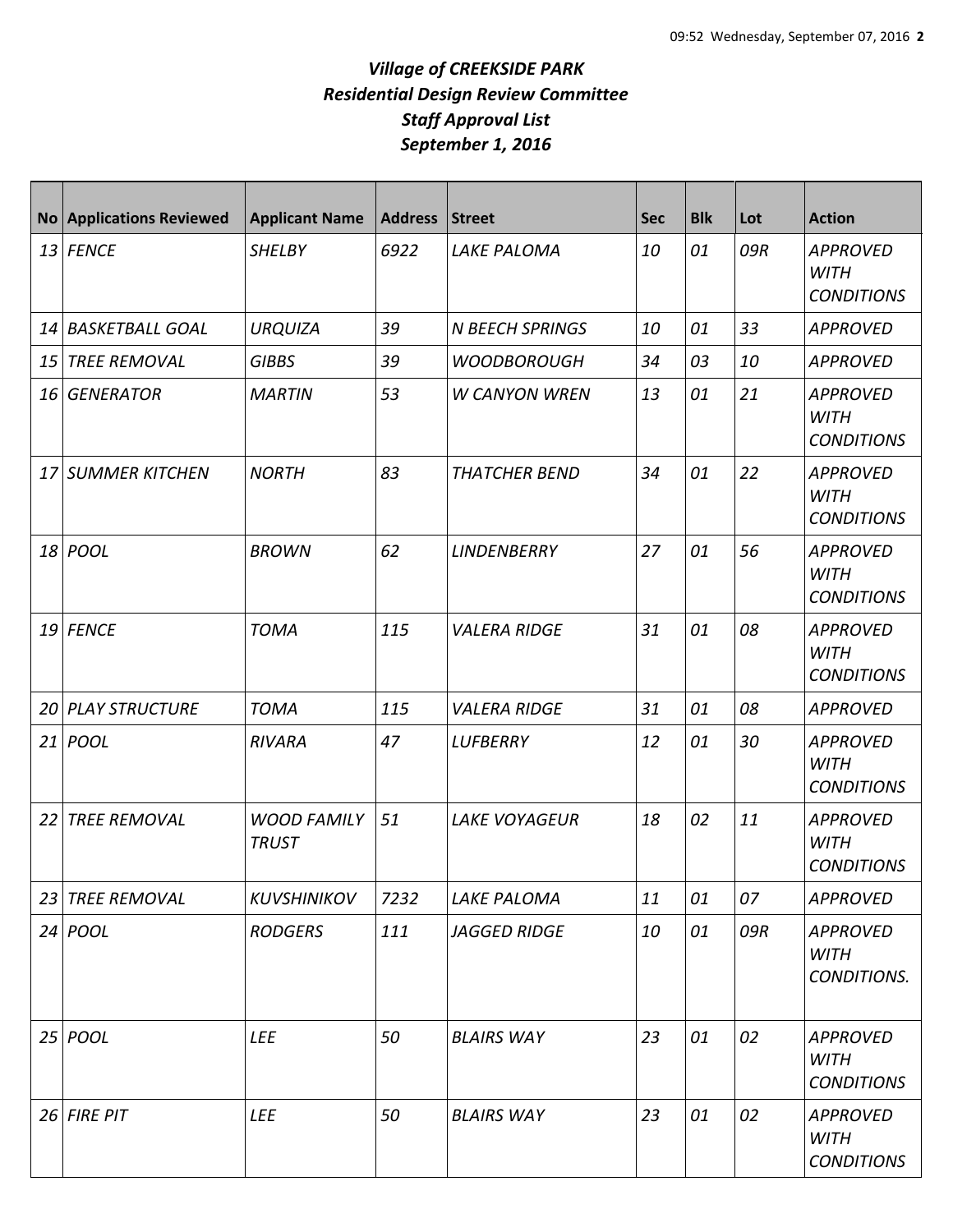# *Village of CREEKSIDE PARK*
## *Residential Design Review Committee*
## *Staff Approval List*
## *September 1, 2016*

| No | Applications Reviewed | Applicant Name | Address | Street | Sec | Blk | Lot | Action |
|---|---|---|---|---|---|---|---|---|
| 13 | FENCE | SHELBY | 6922 | LAKE PALOMA | 10 | 01 | 09R | APPROVED WITH CONDITIONS |
| 14 | BASKETBALL GOAL | URQUIZA | 39 | N BEECH SPRINGS | 10 | 01 | 33 | APPROVED |
| 15 | TREE REMOVAL | GIBBS | 39 | WOODBOROUGH | 34 | 03 | 10 | APPROVED |
| 16 | GENERATOR | MARTIN | 53 | W CANYON WREN | 13 | 01 | 21 | APPROVED WITH CONDITIONS |
| 17 | SUMMER KITCHEN | NORTH | 83 | THATCHER BEND | 34 | 01 | 22 | APPROVED WITH CONDITIONS |
| 18 | POOL | BROWN | 62 | LINDENBERRY | 27 | 01 | 56 | APPROVED WITH CONDITIONS |
| 19 | FENCE | TOMA | 115 | VALERA RIDGE | 31 | 01 | 08 | APPROVED WITH CONDITIONS |
| 20 | PLAY STRUCTURE | TOMA | 115 | VALERA RIDGE | 31 | 01 | 08 | APPROVED |
| 21 | POOL | RIVARA | 47 | LUFBERRY | 12 | 01 | 30 | APPROVED WITH CONDITIONS |
| 22 | TREE REMOVAL | WOOD FAMILY TRUST | 51 | LAKE VOYAGEUR | 18 | 02 | 11 | APPROVED WITH CONDITIONS |
| 23 | TREE REMOVAL | KUVSHINIKOV | 7232 | LAKE PALOMA | 11 | 01 | 07 | APPROVED |
| 24 | POOL | RODGERS | 111 | JAGGED RIDGE | 10 | 01 | 09R | APPROVED WITH CONDITIONS. |
| 25 | POOL | LEE | 50 | BLAIRS WAY | 23 | 01 | 02 | APPROVED WITH CONDITIONS |
| 26 | FIRE PIT | LEE | 50 | BLAIRS WAY | 23 | 01 | 02 | APPROVED WITH CONDITIONS |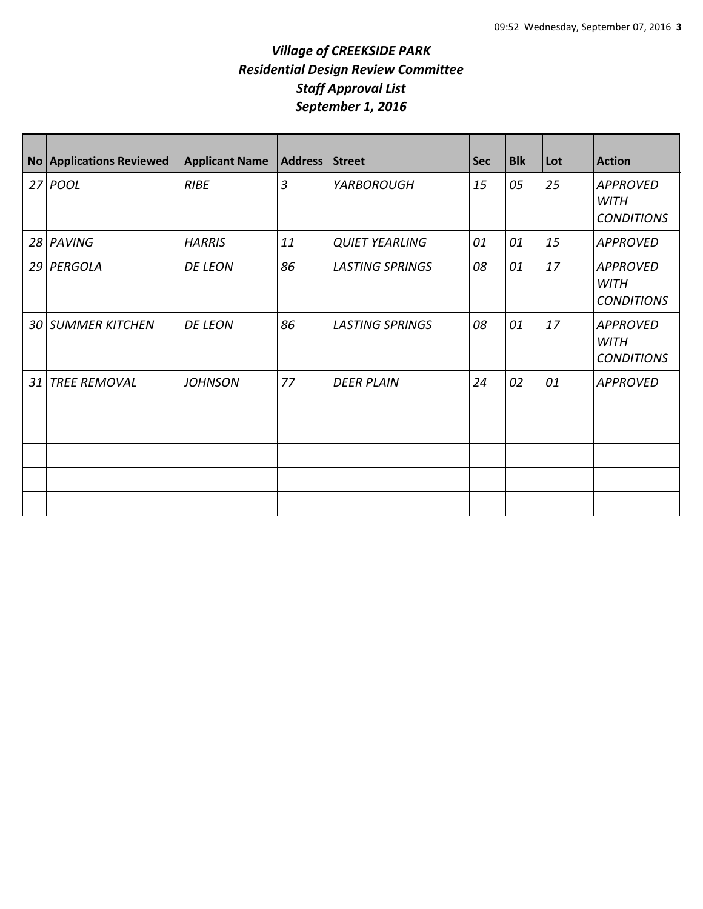# *Village of CREEKSIDE PARK*
## *Residential Design Review Committee*
## *Staff Approval List*
## *September 1, 2016*

| No | Applications Reviewed | Applicant Name | Address | Street | Sec | Blk | Lot | Action |
|---|---|---|---|---|---|---|---|---|
| 27 | POOL | RIBE | 3 | YARBOROUGH | 15 | 05 | 25 | APPROVED WITH CONDITIONS |
| 28 | PAVING | HARRIS | 11 | QUIET YEARLING | 01 | 01 | 15 | APPROVED |
| 29 | PERGOLA | DE LEON | 86 | LASTING SPRINGS | 08 | 01 | 17 | APPROVED WITH CONDITIONS |
| 30 | SUMMER KITCHEN | DE LEON | 86 | LASTING SPRINGS | 08 | 01 | 17 | APPROVED WITH CONDITIONS |
| 31 | TREE REMOVAL | JOHNSON | 77 | DEER PLAIN | 24 | 02 | 01 | APPROVED |
| | | | | | | | | |
| | | | | | | | | |
| | | | | | | | | |
| | | | | | | | | |
| | | | | | | | | |